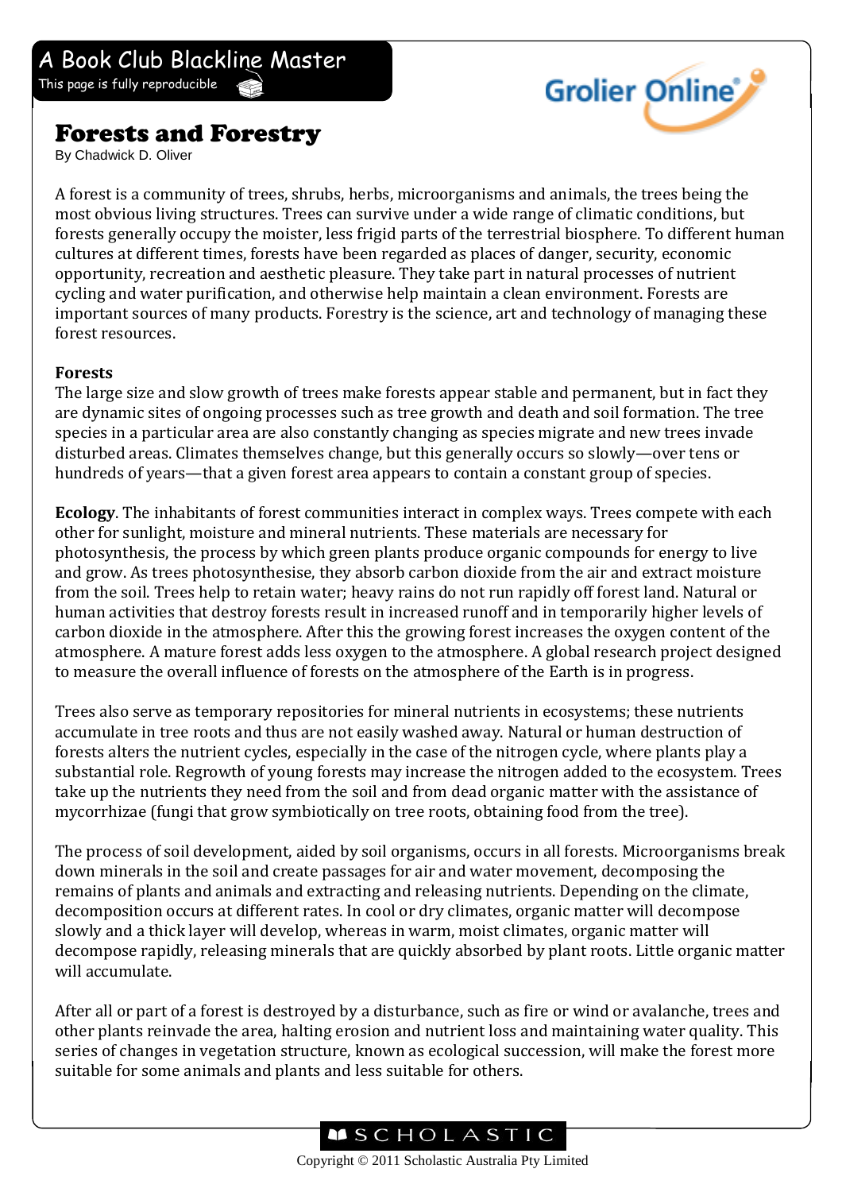A Book Club Blackline Master

This page is fully reproducible

# Forests and Forestry

By Chadwick D. Oliver

A forest is a community of trees, shrubs, herbs, microorganisms and animals, the trees being the most obvious living structures. Trees can survive under a wide range of climatic conditions, but forests generally occupy the moister, less frigid parts of the terrestrial biosphere. To different human cultures at different times, forests have been regarded as places of danger, security, economic opportunity, recreation and aesthetic pleasure. They take part in natural processes of nutrient cycling and water purification, and otherwise help maintain a clean environment. Forests are important sources of many products. Forestry is the science, art and technology of managing these forest resources.

## Forests

The large size and slow growth of trees make forests appear stable and permanent, but in fact they are dynamic sites of ongoing processes such as tree growth and death and soil formation. The tree species in a particular area are also constantly changing as species migrate and new trees invade disturbed areas. Climates themselves change, but this generally occurs so slowly—over tens or hundreds of years—that a given forest area appears to contain a constant group of species.

**Ecology**. The inhabitants of forest communities interact in complex ways. Trees compete with each other for sunlight, moisture and mineral nutrients. These materials are necessary for photosynthesis, the process by which green plants produce organic compounds for energy to live and grow. As trees photosynthesise, they absorb carbon dioxide from the air and extract moisture from the soil. Trees help to retain water; heavy rains do not run rapidly off forest land. Natural or human activities that destroy forests result in increased runoff and in temporarily higher levels of carbon dioxide in the atmosphere. After this the growing forest increases the oxygen content of the atmosphere. A mature forest adds less oxygen to the atmosphere. A global research project designed to measure the overall influence of forests on the atmosphere of the Earth is in progress.

Trees also serve as temporary repositories for mineral nutrients in ecosystems; these nutrients accumulate in tree roots and thus are not easily washed away. Natural or human destruction of forests alters the nutrient cycles, especially in the case of the nitrogen cycle, where plants play a substantial role. Regrowth of young forests may increase the nitrogen added to the ecosystem. Trees take up the nutrients they need from the soil and from dead organic matter with the assistance of mycorrhizae (fungi that grow symbiotically on tree roots, obtaining food from the tree).

The process of soil development, aided by soil organisms, occurs in all forests. Microorganisms break down minerals in the soil and create passages for air and water movement, decomposing the remains of plants and animals and extracting and releasing nutrients. Depending on the climate, decomposition occurs at different rates. In cool or dry climates, organic matter will decompose slowly and a thick layer will develop, whereas in warm, moist climates, organic matter will decompose rapidly, releasing minerals that are quickly absorbed by plant roots. Little organic matter will accumulate.

After all or part of a forest is destroyed by a disturbance, such as fire or wind or avalanche, trees and other plants reinvade the area, halting erosion and nutrient loss and maintaining water quality. This series of changes in vegetation structure, known as ecological succession, will make the forest more suitable for some animals and plants and less suitable for others.

Copyright © 2011 Scholastic Australia Pty Limited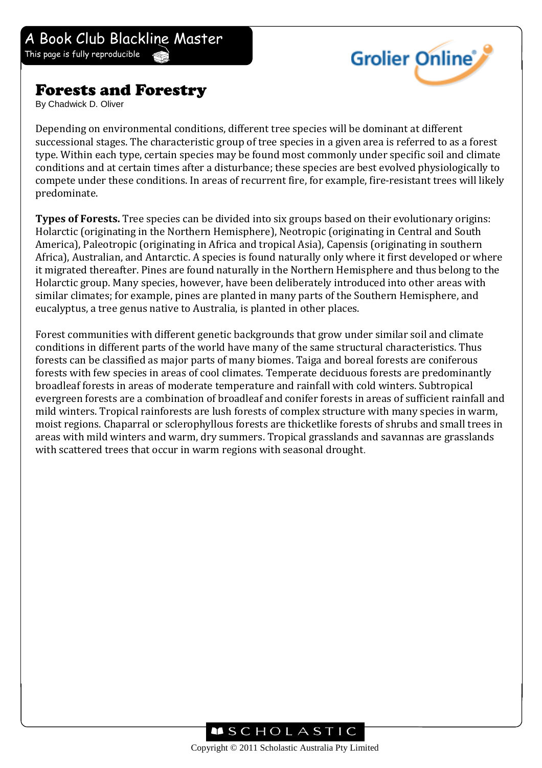# Forests and Forestry

By Chadwick D. Oliver

Depending on environmental conditions, different tree species will be dominant at different successional stages. The characteristic group of tree species in a given area is referred to as a forest type. Within each type, certain species may be found most commonly under specific soil and climate conditions and at certain times after a disturbance; these species are best evolved physiologically to compete under these conditions. In areas of recurrent fire, for example, fire-resistant trees will likely predominate.

**Types of Forests.** Tree species can be divided into six groups based on their evolutionary origins: Holarctic (originating in the Northern Hemisphere), Neotropic (originating in Central and South America), Paleotropic (originating in Africa and tropical Asia), Capensis (originating in southern Africa), Australian, and Antarctic. A species is found naturally only where it first developed or where it migrated thereafter. Pines are found naturally in the Northern Hemisphere and thus belong to the Holarctic group. Many species, however, have been deliberately introduced into other areas with similar climates; for example, pines are planted in many parts of the Southern Hemisphere, and eucalyptus, a tree genus native to Australia, is planted in other places.

Forest communities with different genetic backgrounds that grow under similar soil and climate conditions in different parts of the world have many of the same structural characteristics. Thus forests can be classified as major parts of many biomes. Taiga and boreal forests are coniferous forests with few species in areas of cool climates. Temperate deciduous forests are predominantly broadleaf forests in areas of moderate temperature and rainfall with cold winters. Subtropical evergreen forests are a combination of broadleaf and conifer forests in areas of sufficient rainfall and mild winters. Tropical rainforests are lush forests of complex structure with many species in warm, moist regions. Chaparral or sclerophyllous forests are thicketlike forests of shrubs and small trees in areas with mild winters and warm, dry summers. Tropical grasslands and savannas are grasslands with scattered trees that occur in warm regions with seasonal drought.